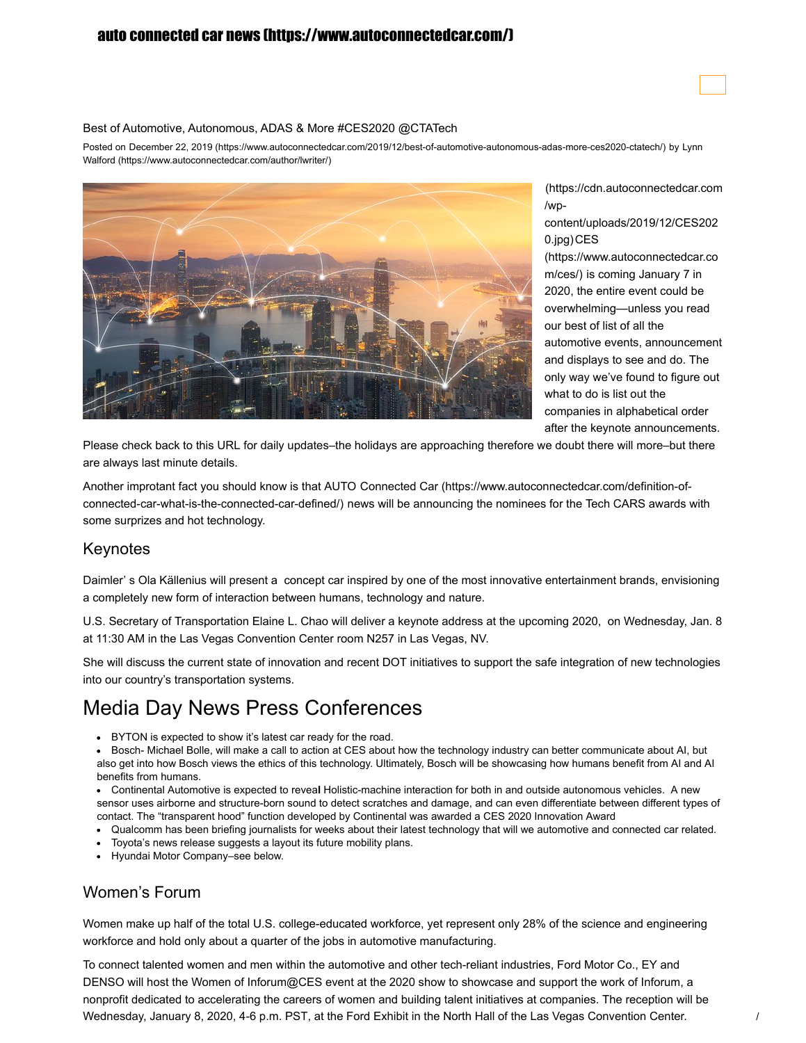auto connected car news (https://www.autoconnectedcar.com/)

Best of Automotive, Autonomous, ADAS & More #CES2020 @CTATech

Posted on December 22, 2019 (https://www.autoconnectedcar.com/2019/12/best-of-automotive-autonomous-adas-more-ces2020-ctatech/) by Lynn Walford (https://www.autoconnectedcar.com/author/lwriter/)

(https://cdn.autoconnectedcar.com/wp-content/uploads/2019/12/CES2020.jpg) CES (https://www.autoconnectedcar.com/ces/) is coming January 7 in 2020, the entire event could be overwhelming—unless you read our best of list of all the automotive events, announcement and displays to see and do. The only way we've found to figure out what to do is list out the companies in alphabetical order after the keynote announcements.

Please check back to this URL for daily updates–the holidays are approaching therefore we doubt there will more–but there are always last minute details.

Another improtant fact you should know is that AUTO Connected Car (https://www.autoconnectedcar.com/definition-of-connected-car-what-is-the-connected-car-defined/) news will be announcing the nominees for the Tech CARS awards with some surprizes and hot technology.

## Keynotes

Daimler' s Ola Källenius will present a concept car inspired by one of the most innovative entertainment brands, envisioning a completely new form of interaction between humans, technology and nature.

U.S. Secretary of Transportation Elaine L. Chao will deliver a keynote address at the upcoming 2020, on Wednesday, Jan. 8 at 11:30 AM in the Las Vegas Convention Center room N257 in Las Vegas, NV.

She will discuss the current state of innovation and recent DOT initiatives to support the safe integration of new technologies into our country's transportation systems.

# Media Day News Press Conferences

- BYTON is expected to show it's latest car ready for the road.
- Bosch- Michael Bolle, will make a call to action at CES about how the technology industry can better communicate about AI, but also get into how Bosch views the ethics of this technology. Ultimately, Bosch will be showcasing how humans benefit from AI and AI benefits from humans.
- Continental Automotive is expected to reveal Holistic-machine interaction for both in and outside autonomous vehicles. A new sensor uses airborne and structure-born sound to detect scratches and damage, and can even differentiate between different types of contact. The "transparent hood" function developed by Continental was awarded a CES 2020 Innovation Award
- Qualcomm has been briefing journalists for weeks about their latest technology that will we automotive and connected car related.
- Toyota's news release suggests a layout its future mobility plans.
- Hyundai Motor Company–see below.

## Women's Forum

Women make up half of the total U.S. college-educated workforce, yet represent only 28% of the science and engineering workforce and hold only about a quarter of the jobs in automotive manufacturing.

To connect talented women and men within the automotive and other tech-reliant industries, Ford Motor Co., EY and DENSO will host the Women of Inforum@CES event at the 2020 show to showcase and support the work of Inforum, a nonprofit dedicated to accelerating the careers of women and building talent initiatives at companies. The reception will be Wednesday, January 8, 2020, 4-6 p.m. PST, at the Ford Exhibit in the North Hall of the Las Vegas Convention Center.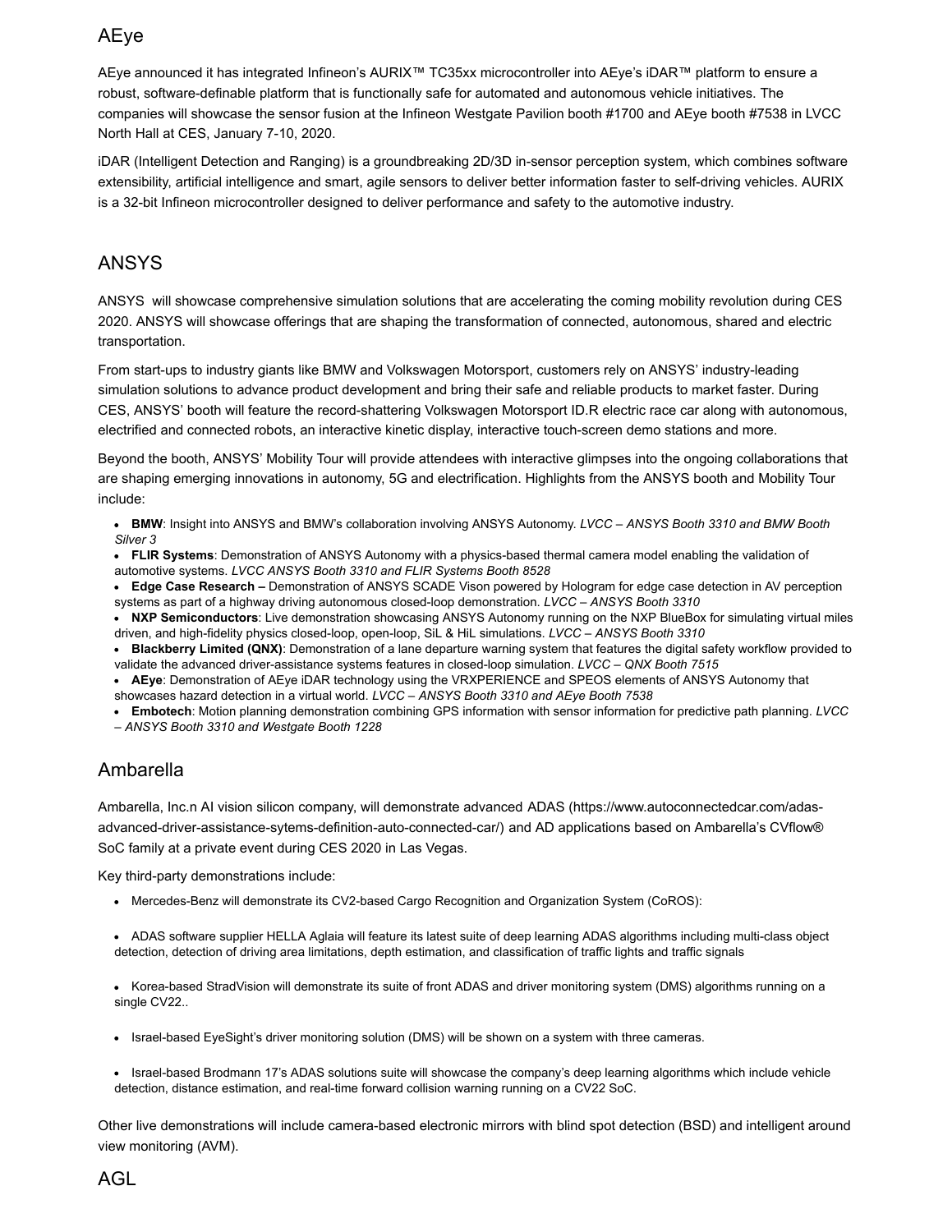## AEye

AEye announced it has integrated Infineon's AURIX™ TC35xx microcontroller into AEye's iDAR™ platform to ensure a robust, software-definable platform that is functionally safe for automated and autonomous vehicle initiatives. The companies will showcase the sensor fusion at the Infineon Westgate Pavilion booth #1700 and AEye booth #7538 in LVCC North Hall at CES, January 7-10, 2020.

iDAR (Intelligent Detection and Ranging) is a groundbreaking 2D/3D in-sensor perception system, which combines software extensibility, artificial intelligence and smart, agile sensors to deliver better information faster to self-driving vehicles. AURIX is a 32-bit Infineon microcontroller designed to deliver performance and safety to the automotive industry.

## ANSYS

ANSYS will showcase comprehensive simulation solutions that are accelerating the coming mobility revolution during CES 2020. ANSYS will showcase offerings that are shaping the transformation of connected, autonomous, shared and electric transportation.

From start-ups to industry giants like BMW and Volkswagen Motorsport, customers rely on ANSYS' industry-leading simulation solutions to advance product development and bring their safe and reliable products to market faster. During CES, ANSYS' booth will feature the record-shattering Volkswagen Motorsport ID.R electric race car along with autonomous, electrified and connected robots, an interactive kinetic display, interactive touch-screen demo stations and more.

Beyond the booth, ANSYS' Mobility Tour will provide attendees with interactive glimpses into the ongoing collaborations that are shaping emerging innovations in autonomy, 5G and electrification. Highlights from the ANSYS booth and Mobility Tour include:

- **BMW**: Insight into ANSYS and BMW's collaboration involving ANSYS Autonomy. *LVCC – ANSYS Booth 3310 and BMW Booth Silver 3*
- **FLIR Systems**: Demonstration of ANSYS Autonomy with a physics-based thermal camera model enabling the validation of automotive systems. *LVCC ANSYS Booth 3310 and FLIR Systems Booth 8528*
- **Edge Case Research –** Demonstration of ANSYS SCADE Vison powered by Hologram for edge case detection in AV perception systems as part of a highway driving autonomous closed-loop demonstration. *LVCC – ANSYS Booth 3310*
- **NXP Semiconductors**: Live demonstration showcasing ANSYS Autonomy running on the NXP BlueBox for simulating virtual miles driven, and high-fidelity physics closed-loop, open-loop, SiL & HiL simulations. *LVCC – ANSYS Booth 3310*
- **Blackberry Limited (QNX)**: Demonstration of a lane departure warning system that features the digital safety workflow provided to validate the advanced driver-assistance systems features in closed-loop simulation. *LVCC – QNX Booth 7515*
- **AEye**: Demonstration of AEye iDAR technology using the VRXPERIENCE and SPEOS elements of ANSYS Autonomy that showcases hazard detection in a virtual world. *LVCC – ANSYS Booth 3310 and AEye Booth 7538*
- **Embotech**: Motion planning demonstration combining GPS information with sensor information for predictive path planning. *LVCC – ANSYS Booth 3310 and Westgate Booth 1228*

## Ambarella

Ambarella, Inc.n AI vision silicon company, will demonstrate advanced ADAS (https://www.autoconnectedcar.com/adas-advanced-driver-assistance-sytems-definition-auto-connected-car/) and AD applications based on Ambarella's CVflow® SoC family at a private event during CES 2020 in Las Vegas.

Key third-party demonstrations include:

- Mercedes-Benz will demonstrate its CV2-based Cargo Recognition and Organization System (CoROS):
- ADAS software supplier HELLA Aglaia will feature its latest suite of deep learning ADAS algorithms including multi-class object detection, detection of driving area limitations, depth estimation, and classification of traffic lights and traffic signals
- Korea-based StradVision will demonstrate its suite of front ADAS and driver monitoring system (DMS) algorithms running on a single CV22..
- Israel-based EyeSight's driver monitoring solution (DMS) will be shown on a system with three cameras.
- Israel-based Brodmann 17's ADAS solutions suite will showcase the company's deep learning algorithms which include vehicle detection, distance estimation, and real-time forward collision warning running on a CV22 SoC.

Other live demonstrations will include camera-based electronic mirrors with blind spot detection (BSD) and intelligent around view monitoring (AVM).

## AGL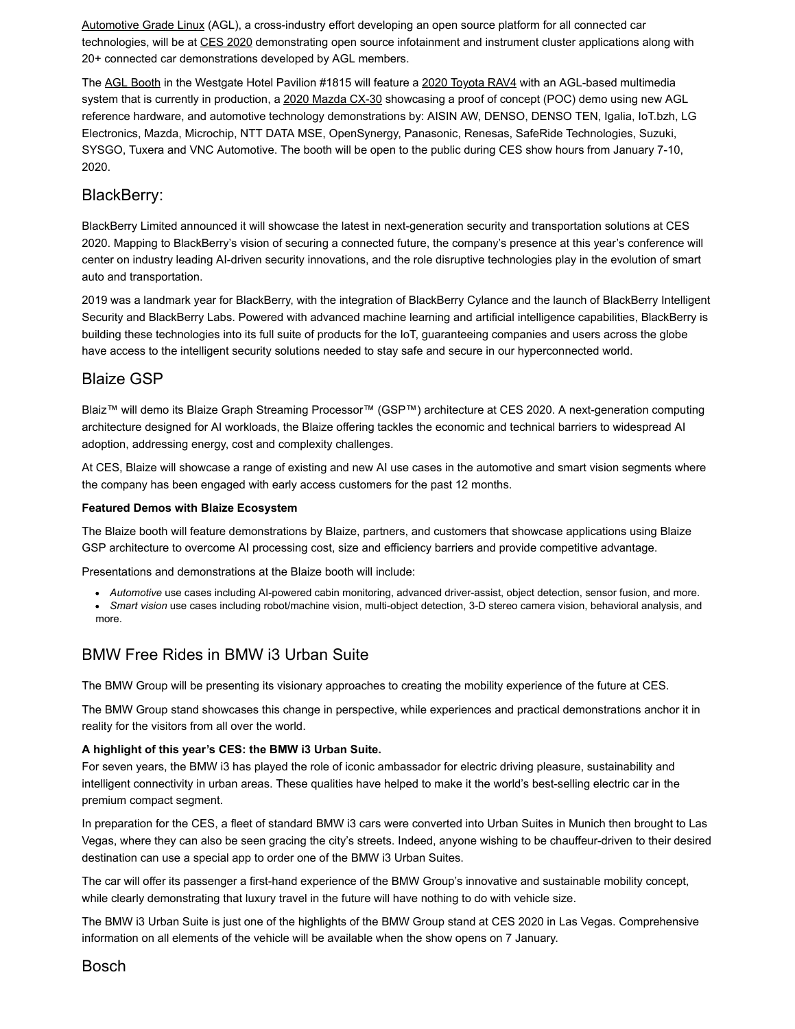Automotive Grade Linux (AGL), a cross-industry effort developing an open source platform for all connected car technologies, will be at CES 2020 demonstrating open source infotainment and instrument cluster applications along with 20+ connected car demonstrations developed by AGL members.

The AGL Booth in the Westgate Hotel Pavilion #1815 will feature a 2020 Toyota RAV4 with an AGL-based multimedia system that is currently in production, a 2020 Mazda CX-30 showcasing a proof of concept (POC) demo using new AGL reference hardware, and automotive technology demonstrations by: AISIN AW, DENSO, DENSO TEN, Igalia, IoT.bzh, LG Electronics, Mazda, Microchip, NTT DATA MSE, OpenSynergy, Panasonic, Renesas, SafeRide Technologies, Suzuki, SYSGO, Tuxera and VNC Automotive. The booth will be open to the public during CES show hours from January 7-10, 2020.

## BlackBerry:

BlackBerry Limited announced it will showcase the latest in next-generation security and transportation solutions at CES 2020. Mapping to BlackBerry's vision of securing a connected future, the company's presence at this year's conference will center on industry leading AI-driven security innovations, and the role disruptive technologies play in the evolution of smart auto and transportation.

2019 was a landmark year for BlackBerry, with the integration of BlackBerry Cylance and the launch of BlackBerry Intelligent Security and BlackBerry Labs. Powered with advanced machine learning and artificial intelligence capabilities, BlackBerry is building these technologies into its full suite of products for the IoT, guaranteeing companies and users across the globe have access to the intelligent security solutions needed to stay safe and secure in our hyperconnected world.

## Blaize GSP

Blaiz™ will demo its Blaize Graph Streaming Processor™ (GSP™) architecture at CES 2020. A next-generation computing architecture designed for AI workloads, the Blaize offering tackles the economic and technical barriers to widespread AI adoption, addressing energy, cost and complexity challenges.

At CES, Blaize will showcase a range of existing and new AI use cases in the automotive and smart vision segments where the company has been engaged with early access customers for the past 12 months.

**Featured Demos with Blaize Ecosystem**

The Blaize booth will feature demonstrations by Blaize, partners, and customers that showcase applications using Blaize GSP architecture to overcome AI processing cost, size and efficiency barriers and provide competitive advantage.

Presentations and demonstrations at the Blaize booth will include:

- *Automotive* use cases including AI-powered cabin monitoring, advanced driver-assist, object detection, sensor fusion, and more.
- *Smart vision* use cases including robot/machine vision, multi-object detection, 3-D stereo camera vision, behavioral analysis, and more.

## BMW Free Rides in BMW i3 Urban Suite

The BMW Group will be presenting its visionary approaches to creating the mobility experience of the future at CES.

The BMW Group stand showcases this change in perspective, while experiences and practical demonstrations anchor it in reality for the visitors from all over the world.

**A highlight of this year's CES: the BMW i3 Urban Suite.**
For seven years, the BMW i3 has played the role of iconic ambassador for electric driving pleasure, sustainability and intelligent connectivity in urban areas. These qualities have helped to make it the world's best-selling electric car in the premium compact segment.

In preparation for the CES, a fleet of standard BMW i3 cars were converted into Urban Suites in Munich then brought to Las Vegas, where they can also be seen gracing the city's streets. Indeed, anyone wishing to be chauffeur-driven to their desired destination can use a special app to order one of the BMW i3 Urban Suites.

The car will offer its passenger a first-hand experience of the BMW Group's innovative and sustainable mobility concept, while clearly demonstrating that luxury travel in the future will have nothing to do with vehicle size.

The BMW i3 Urban Suite is just one of the highlights of the BMW Group stand at CES 2020 in Las Vegas. Comprehensive information on all elements of the vehicle will be available when the show opens on 7 January.

## Bosch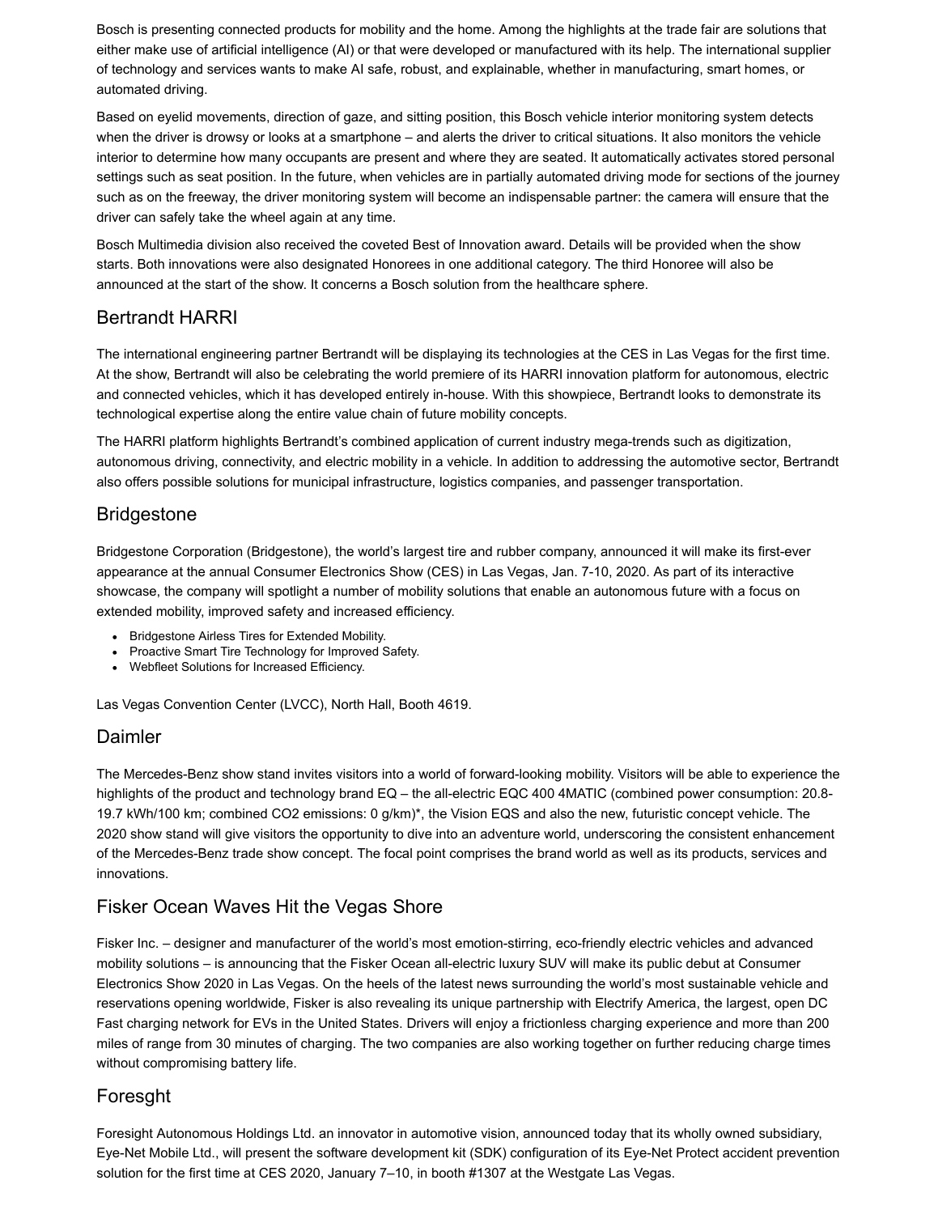Bosch is presenting connected products for mobility and the home. Among the highlights at the trade fair are solutions that either make use of artificial intelligence (AI) or that were developed or manufactured with its help. The international supplier of technology and services wants to make AI safe, robust, and explainable, whether in manufacturing, smart homes, or automated driving.

Based on eyelid movements, direction of gaze, and sitting position, this Bosch vehicle interior monitoring system detects when the driver is drowsy or looks at a smartphone – and alerts the driver to critical situations. It also monitors the vehicle interior to determine how many occupants are present and where they are seated. It automatically activates stored personal settings such as seat position. In the future, when vehicles are in partially automated driving mode for sections of the journey such as on the freeway, the driver monitoring system will become an indispensable partner: the camera will ensure that the driver can safely take the wheel again at any time.

Bosch Multimedia division also received the coveted Best of Innovation award. Details will be provided when the show starts. Both innovations were also designated Honorees in one additional category. The third Honoree will also be announced at the start of the show. It concerns a Bosch solution from the healthcare sphere.

## Bertrandt HARRI

The international engineering partner Bertrandt will be displaying its technologies at the CES in Las Vegas for the first time. At the show, Bertrandt will also be celebrating the world premiere of its HARRI innovation platform for autonomous, electric and connected vehicles, which it has developed entirely in-house. With this showpiece, Bertrandt looks to demonstrate its technological expertise along the entire value chain of future mobility concepts.

The HARRI platform highlights Bertrandt's combined application of current industry mega-trends such as digitization, autonomous driving, connectivity, and electric mobility in a vehicle. In addition to addressing the automotive sector, Bertrandt also offers possible solutions for municipal infrastructure, logistics companies, and passenger transportation.

## Bridgestone

Bridgestone Corporation (Bridgestone), the world's largest tire and rubber company, announced it will make its first-ever appearance at the annual Consumer Electronics Show (CES) in Las Vegas, Jan. 7-10, 2020. As part of its interactive showcase, the company will spotlight a number of mobility solutions that enable an autonomous future with a focus on extended mobility, improved safety and increased efficiency.

- Bridgestone Airless Tires for Extended Mobility.
- Proactive Smart Tire Technology for Improved Safety.
- Webfleet Solutions for Increased Efficiency.

Las Vegas Convention Center (LVCC), North Hall, Booth 4619.

## Daimler

The Mercedes-Benz show stand invites visitors into a world of forward-looking mobility. Visitors will be able to experience the highlights of the product and technology brand EQ – the all-electric EQC 400 4MATIC (combined power consumption: 20.8-19.7 kWh/100 km; combined $CO_2$ emissions: 0 g/km)*, the Vision EQS and also the new, futuristic concept vehicle. The 2020 show stand will give visitors the opportunity to dive into an adventure world, underscoring the consistent enhancement of the Mercedes-Benz trade show concept. The focal point comprises the brand world as well as its products, services and innovations.

## Fisker Ocean Waves Hit the Vegas Shore

Fisker Inc. – designer and manufacturer of the world's most emotion-stirring, eco-friendly electric vehicles and advanced mobility solutions – is announcing that the Fisker Ocean all-electric luxury SUV will make its public debut at Consumer Electronics Show 2020 in Las Vegas. On the heels of the latest news surrounding the world's most sustainable vehicle and reservations opening worldwide, Fisker is also revealing its unique partnership with Electrify America, the largest, open DC Fast charging network for EVs in the United States. Drivers will enjoy a frictionless charging experience and more than 200 miles of range from 30 minutes of charging. The two companies are also working together on further reducing charge times without compromising battery life.

## Foresght

Foresight Autonomous Holdings Ltd. an innovator in automotive vision, announced today that its wholly owned subsidiary, Eye-Net Mobile Ltd., will present the software development kit (SDK) configuration of its Eye-Net Protect accident prevention solution for the first time at CES 2020, January 7–10, in booth #1307 at the Westgate Las Vegas.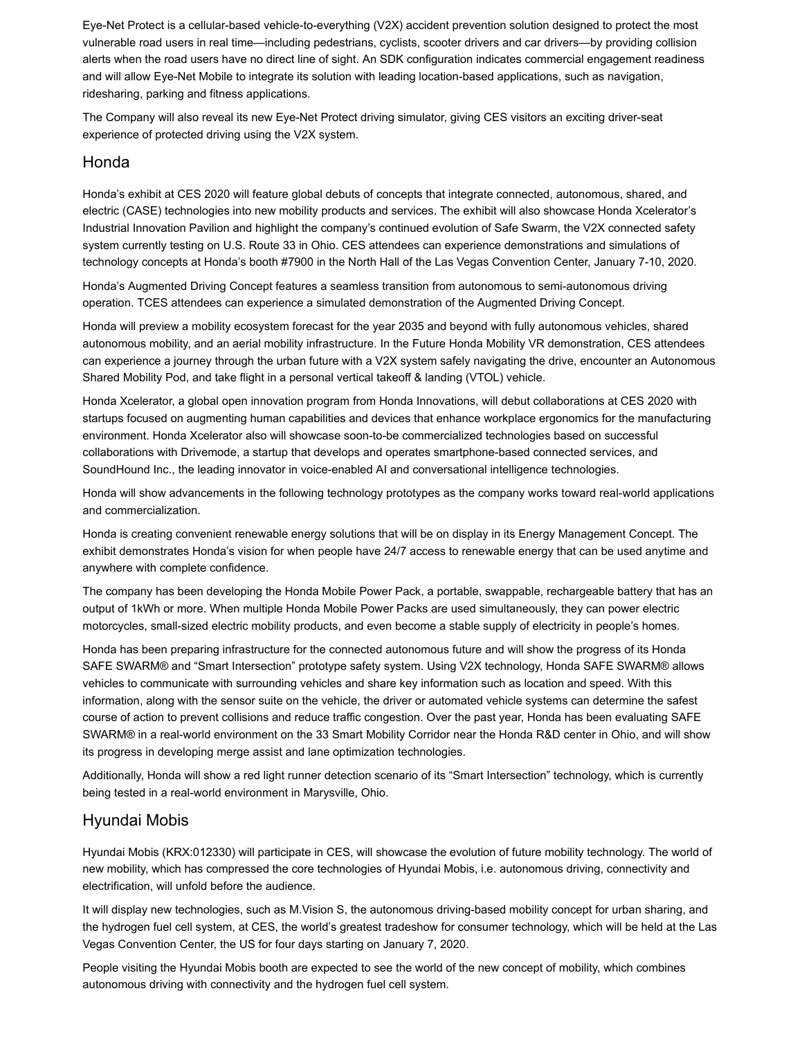Eye-Net Protect is a cellular-based vehicle-to-everything (V2X) accident prevention solution designed to protect the most vulnerable road users in real time—including pedestrians, cyclists, scooter drivers and car drivers—by providing collision alerts when the road users have no direct line of sight. An SDK configuration indicates commercial engagement readiness and will allow Eye-Net Mobile to integrate its solution with leading location-based applications, such as navigation, ridesharing, parking and fitness applications.

The Company will also reveal its new Eye-Net Protect driving simulator, giving CES visitors an exciting driver-seat experience of protected driving using the V2X system.

## Honda

Honda's exhibit at CES 2020 will feature global debuts of concepts that integrate connected, autonomous, shared, and electric (CASE) technologies into new mobility products and services. The exhibit will also showcase Honda Xcelerator's Industrial Innovation Pavilion and highlight the company's continued evolution of Safe Swarm, the V2X connected safety system currently testing on U.S. Route 33 in Ohio. CES attendees can experience demonstrations and simulations of technology concepts at Honda's booth #7900 in the North Hall of the Las Vegas Convention Center, January 7-10, 2020.

Honda's Augmented Driving Concept features a seamless transition from autonomous to semi-autonomous driving operation. TCES attendees can experience a simulated demonstration of the Augmented Driving Concept.

Honda will preview a mobility ecosystem forecast for the year 2035 and beyond with fully autonomous vehicles, shared autonomous mobility, and an aerial mobility infrastructure. In the Future Honda Mobility VR demonstration, CES attendees can experience a journey through the urban future with a V2X system safely navigating the drive, encounter an Autonomous Shared Mobility Pod, and take flight in a personal vertical takeoff & landing (VTOL) vehicle.

Honda Xcelerator, a global open innovation program from Honda Innovations, will debut collaborations at CES 2020 with startups focused on augmenting human capabilities and devices that enhance workplace ergonomics for the manufacturing environment. Honda Xcelerator also will showcase soon-to-be commercialized technologies based on successful collaborations with Drivemode, a startup that develops and operates smartphone-based connected services, and SoundHound Inc., the leading innovator in voice-enabled AI and conversational intelligence technologies.

Honda will show advancements in the following technology prototypes as the company works toward real-world applications and commercialization.

Honda is creating convenient renewable energy solutions that will be on display in its Energy Management Concept. The exhibit demonstrates Honda's vision for when people have 24/7 access to renewable energy that can be used anytime and anywhere with complete confidence.

The company has been developing the Honda Mobile Power Pack, a portable, swappable, rechargeable battery that has an output of 1kWh or more. When multiple Honda Mobile Power Packs are used simultaneously, they can power electric motorcycles, small-sized electric mobility products, and even become a stable supply of electricity in people's homes.

Honda has been preparing infrastructure for the connected autonomous future and will show the progress of its Honda SAFE SWARM® and "Smart Intersection" prototype safety system. Using V2X technology, Honda SAFE SWARM® allows vehicles to communicate with surrounding vehicles and share key information such as location and speed. With this information, along with the sensor suite on the vehicle, the driver or automated vehicle systems can determine the safest course of action to prevent collisions and reduce traffic congestion. Over the past year, Honda has been evaluating SAFE SWARM® in a real-world environment on the 33 Smart Mobility Corridor near the Honda R&D center in Ohio, and will show its progress in developing merge assist and lane optimization technologies.

Additionally, Honda will show a red light runner detection scenario of its "Smart Intersection" technology, which is currently being tested in a real-world environment in Marysville, Ohio.

## Hyundai Mobis

Hyundai Mobis (KRX:012330) will participate in CES, will showcase the evolution of future mobility technology. The world of new mobility, which has compressed the core technologies of Hyundai Mobis, i.e. autonomous driving, connectivity and electrification, will unfold before the audience.

It will display new technologies, such as M.Vision S, the autonomous driving-based mobility concept for urban sharing, and the hydrogen fuel cell system, at CES, the world's greatest tradeshow for consumer technology, which will be held at the Las Vegas Convention Center, the US for four days starting on January 7, 2020.

People visiting the Hyundai Mobis booth are expected to see the world of the new concept of mobility, which combines autonomous driving with connectivity and the hydrogen fuel cell system.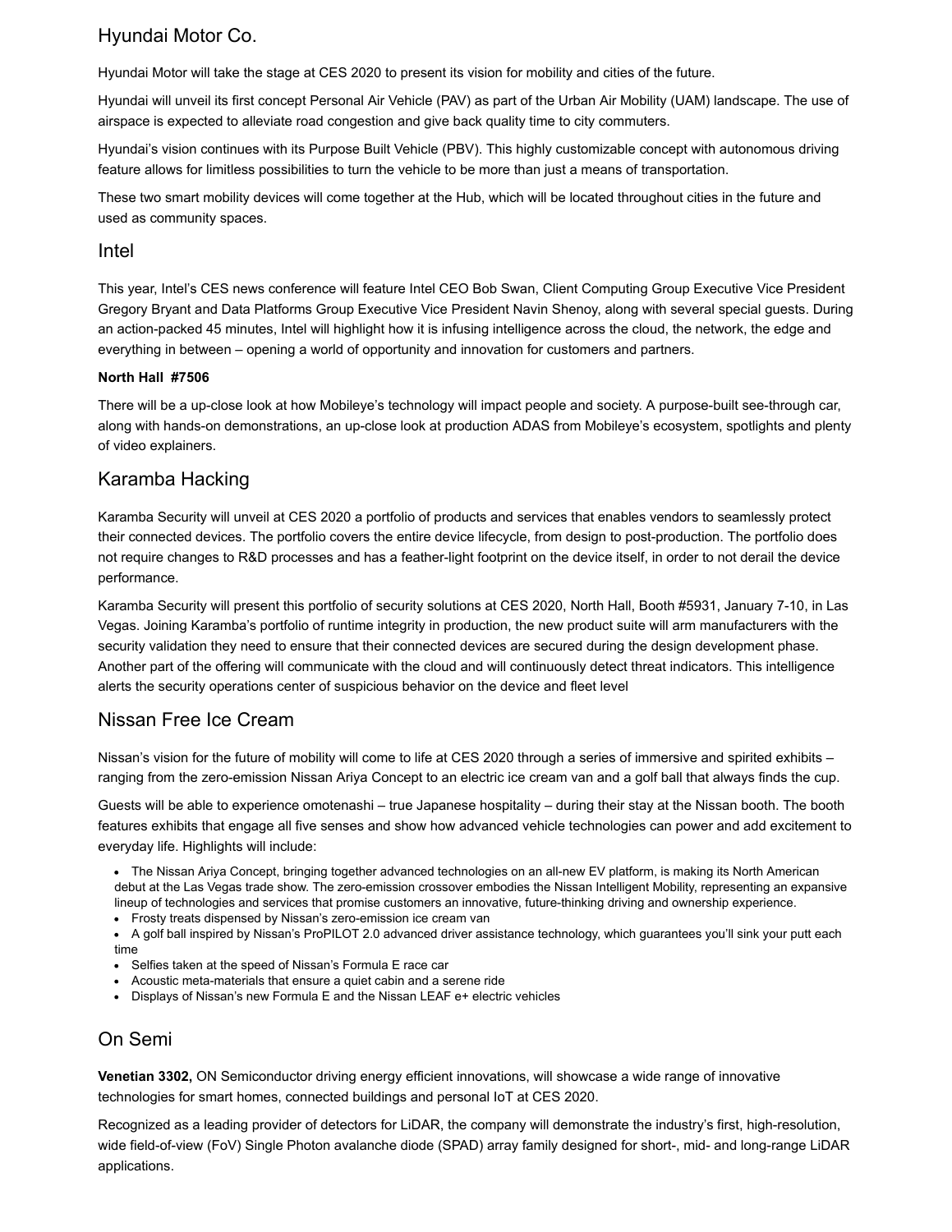## Hyundai Motor Co.

Hyundai Motor will take the stage at CES 2020 to present its vision for mobility and cities of the future.

Hyundai will unveil its first concept Personal Air Vehicle (PAV) as part of the Urban Air Mobility (UAM) landscape. The use of airspace is expected to alleviate road congestion and give back quality time to city commuters.

Hyundai's vision continues with its Purpose Built Vehicle (PBV). This highly customizable concept with autonomous driving feature allows for limitless possibilities to turn the vehicle to be more than just a means of transportation.

These two smart mobility devices will come together at the Hub, which will be located throughout cities in the future and used as community spaces.

## Intel

This year, Intel's CES news conference will feature Intel CEO Bob Swan, Client Computing Group Executive Vice President Gregory Bryant and Data Platforms Group Executive Vice President Navin Shenoy, along with several special guests. During an action-packed 45 minutes, Intel will highlight how it is infusing intelligence across the cloud, the network, the edge and everything in between – opening a world of opportunity and innovation for customers and partners.

**North Hall #7506**

There will be a up-close look at how Mobileye's technology will impact people and society. A purpose-built see-through car, along with hands-on demonstrations, an up-close look at production ADAS from Mobileye's ecosystem, spotlights and plenty of video explainers.

## Karamba Hacking

Karamba Security will unveil at CES 2020 a portfolio of products and services that enables vendors to seamlessly protect their connected devices. The portfolio covers the entire device lifecycle, from design to post-production. The portfolio does not require changes to R&D processes and has a feather-light footprint on the device itself, in order to not derail the device performance.

Karamba Security will present this portfolio of security solutions at CES 2020, North Hall, Booth #5931, January 7-10, in Las Vegas. Joining Karamba's portfolio of runtime integrity in production, the new product suite will arm manufacturers with the security validation they need to ensure that their connected devices are secured during the design development phase. Another part of the offering will communicate with the cloud and will continuously detect threat indicators. This intelligence alerts the security operations center of suspicious behavior on the device and fleet level

## Nissan Free Ice Cream

Nissan's vision for the future of mobility will come to life at CES 2020 through a series of immersive and spirited exhibits – ranging from the zero-emission Nissan Ariya Concept to an electric ice cream van and a golf ball that always finds the cup.

Guests will be able to experience omotenashi – true Japanese hospitality – during their stay at the Nissan booth. The booth features exhibits that engage all five senses and show how advanced vehicle technologies can power and add excitement to everyday life. Highlights will include:

- The Nissan Ariya Concept, bringing together advanced technologies on an all-new EV platform, is making its North American debut at the Las Vegas trade show. The zero-emission crossover embodies the Nissan Intelligent Mobility, representing an expansive lineup of technologies and services that promise customers an innovative, future-thinking driving and ownership experience.
- Frosty treats dispensed by Nissan's zero-emission ice cream van
- A golf ball inspired by Nissan's ProPILOT 2.0 advanced driver assistance technology, which guarantees you'll sink your putt each time
- Selfies taken at the speed of Nissan's Formula E race car
- Acoustic meta-materials that ensure a quiet cabin and a serene ride
- Displays of Nissan's new Formula E and the Nissan LEAF e+ electric vehicles

## On Semi

**Venetian 3302,** ON Semiconductor driving energy efficient innovations, will showcase a wide range of innovative technologies for smart homes, connected buildings and personal IoT at CES 2020.

Recognized as a leading provider of detectors for LiDAR, the company will demonstrate the industry's first, high-resolution, wide field-of-view (FoV) Single Photon avalanche diode (SPAD) array family designed for short-, mid- and long-range LiDAR applications.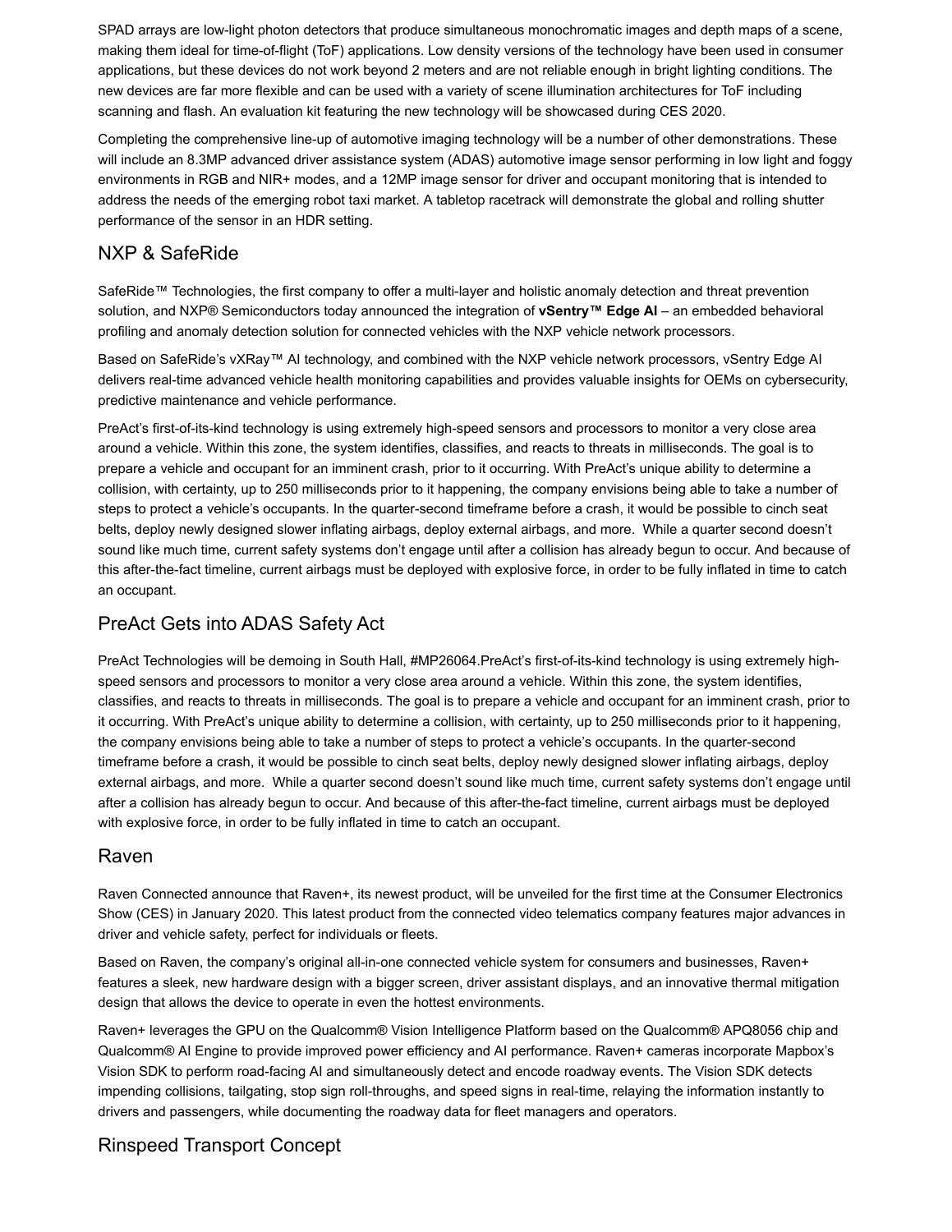SPAD arrays are low-light photon detectors that produce simultaneous monochromatic images and depth maps of a scene, making them ideal for time-of-flight (ToF) applications. Low density versions of the technology have been used in consumer applications, but these devices do not work beyond 2 meters and are not reliable enough in bright lighting conditions. The new devices are far more flexible and can be used with a variety of scene illumination architectures for ToF including scanning and flash. An evaluation kit featuring the new technology will be showcased during CES 2020.

Completing the comprehensive line-up of automotive imaging technology will be a number of other demonstrations. These will include an 8.3MP advanced driver assistance system (ADAS) automotive image sensor performing in low light and foggy environments in RGB and NIR+ modes, and a 12MP image sensor for driver and occupant monitoring that is intended to address the needs of the emerging robot taxi market. A tabletop racetrack will demonstrate the global and rolling shutter performance of the sensor in an HDR setting.

## NXP & SafeRide

SafeRide™ Technologies, the first company to offer a multi-layer and holistic anomaly detection and threat prevention solution, and NXP® Semiconductors today announced the integration of **vSentry™ Edge AI** – an embedded behavioral profiling and anomaly detection solution for connected vehicles with the NXP vehicle network processors.

Based on SafeRide's vXRay™ AI technology, and combined with the NXP vehicle network processors, vSentry Edge AI delivers real-time advanced vehicle health monitoring capabilities and provides valuable insights for OEMs on cybersecurity, predictive maintenance and vehicle performance.

PreAct's first-of-its-kind technology is using extremely high-speed sensors and processors to monitor a very close area around a vehicle. Within this zone, the system identifies, classifies, and reacts to threats in milliseconds. The goal is to prepare a vehicle and occupant for an imminent crash, prior to it occurring. With PreAct's unique ability to determine a collision, with certainty, up to 250 milliseconds prior to it happening, the company envisions being able to take a number of steps to protect a vehicle's occupants. In the quarter-second timeframe before a crash, it would be possible to cinch seat belts, deploy newly designed slower inflating airbags, deploy external airbags, and more. While a quarter second doesn't sound like much time, current safety systems don't engage until after a collision has already begun to occur. And because of this after-the-fact timeline, current airbags must be deployed with explosive force, in order to be fully inflated in time to catch an occupant.

## PreAct Gets into ADAS Safety Act

PreAct Technologies will be demoing in South Hall, #MP26064.PreAct's first-of-its-kind technology is using extremely high-speed sensors and processors to monitor a very close area around a vehicle. Within this zone, the system identifies, classifies, and reacts to threats in milliseconds. The goal is to prepare a vehicle and occupant for an imminent crash, prior to it occurring. With PreAct's unique ability to determine a collision, with certainty, up to 250 milliseconds prior to it happening, the company envisions being able to take a number of steps to protect a vehicle's occupants. In the quarter-second timeframe before a crash, it would be possible to cinch seat belts, deploy newly designed slower inflating airbags, deploy external airbags, and more. While a quarter second doesn't sound like much time, current safety systems don't engage until after a collision has already begun to occur. And because of this after-the-fact timeline, current airbags must be deployed with explosive force, in order to be fully inflated in time to catch an occupant.

## Raven

Raven Connected announce that Raven+, its newest product, will be unveiled for the first time at the Consumer Electronics Show (CES) in January 2020. This latest product from the connected video telematics company features major advances in driver and vehicle safety, perfect for individuals or fleets.

Based on Raven, the company's original all-in-one connected vehicle system for consumers and businesses, Raven+ features a sleek, new hardware design with a bigger screen, driver assistant displays, and an innovative thermal mitigation design that allows the device to operate in even the hottest environments.

Raven+ leverages the GPU on the Qualcomm® Vision Intelligence Platform based on the Qualcomm® APQ8056 chip and Qualcomm® AI Engine to provide improved power efficiency and AI performance. Raven+ cameras incorporate Mapbox's Vision SDK to perform road-facing AI and simultaneously detect and encode roadway events. The Vision SDK detects impending collisions, tailgating, stop sign roll-throughs, and speed signs in real-time, relaying the information instantly to drivers and passengers, while documenting the roadway data for fleet managers and operators.

## Rinspeed Transport Concept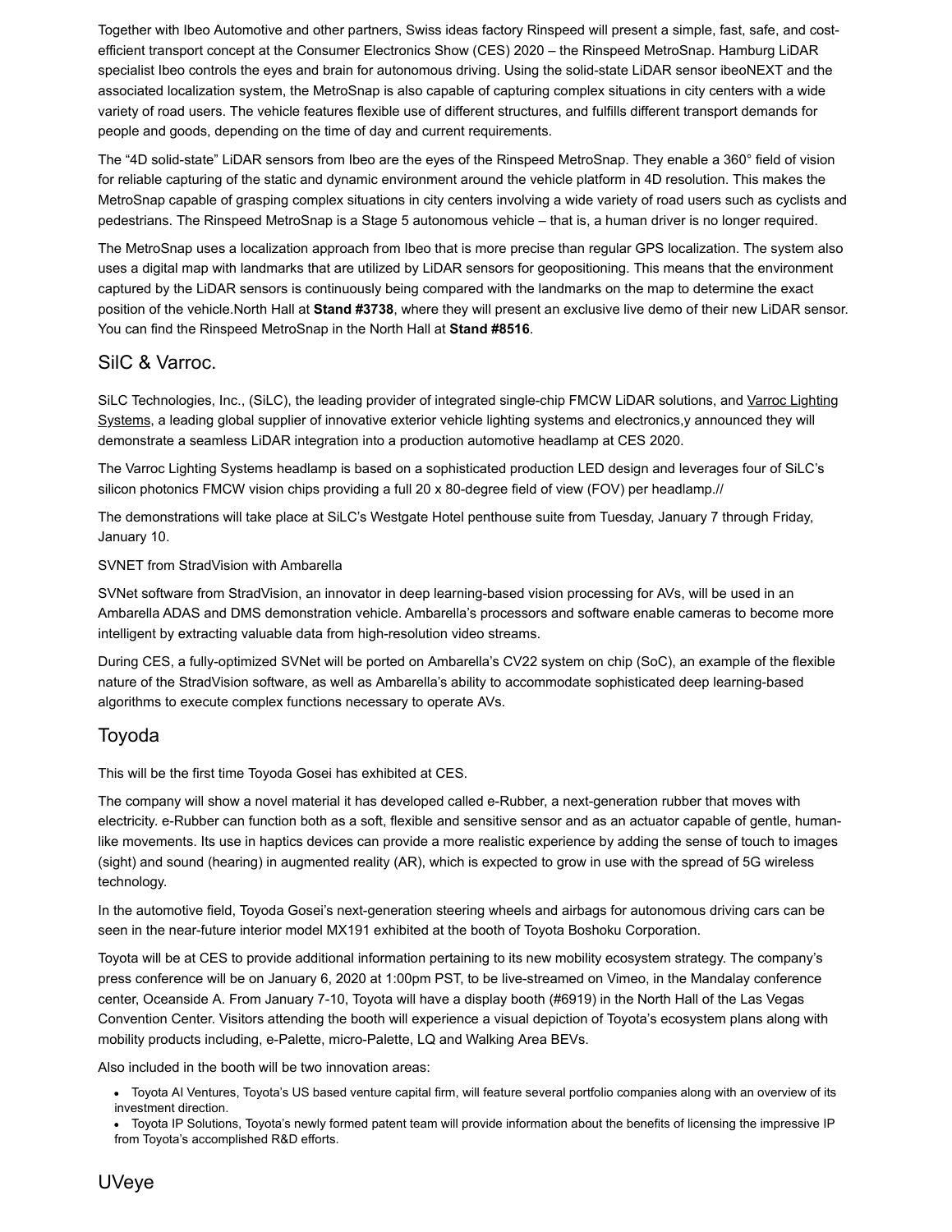Together with Ibeo Automotive and other partners, Swiss ideas factory Rinspeed will present a simple, fast, safe, and cost-efficient transport concept at the Consumer Electronics Show (CES) 2020 – the Rinspeed MetroSnap. Hamburg LiDAR specialist Ibeo controls the eyes and brain for autonomous driving. Using the solid-state LiDAR sensor ibeoNEXT and the associated localization system, the MetroSnap is also capable of capturing complex situations in city centers with a wide variety of road users. The vehicle features flexible use of different structures, and fulfills different transport demands for people and goods, depending on the time of day and current requirements.

The "4D solid-state" LiDAR sensors from Ibeo are the eyes of the Rinspeed MetroSnap. They enable a 360° field of vision for reliable capturing of the static and dynamic environment around the vehicle platform in 4D resolution. This makes the MetroSnap capable of grasping complex situations in city centers involving a wide variety of road users such as cyclists and pedestrians. The Rinspeed MetroSnap is a Stage 5 autonomous vehicle – that is, a human driver is no longer required.

The MetroSnap uses a localization approach from Ibeo that is more precise than regular GPS localization. The system also uses a digital map with landmarks that are utilized by LiDAR sensors for geopositioning. This means that the environment captured by the LiDAR sensors is continuously being compared with the landmarks on the map to determine the exact position of the vehicle.North Hall at **Stand #3738**, where they will present an exclusive live demo of their new LiDAR sensor. You can find the Rinspeed MetroSnap in the North Hall at **Stand #8516**.

## SilC & Varroc.

SiLC Technologies, Inc., (SiLC), the leading provider of integrated single-chip FMCW LiDAR solutions, and Varroc Lighting Systems, a leading global supplier of innovative exterior vehicle lighting systems and electronics,y announced they will demonstrate a seamless LiDAR integration into a production automotive headlamp at CES 2020.

The Varroc Lighting Systems headlamp is based on a sophisticated production LED design and leverages four of SiLC's silicon photonics FMCW vision chips providing a full 20 x 80-degree field of view (FOV) per headlamp.//

The demonstrations will take place at SiLC's Westgate Hotel penthouse suite from Tuesday, January 7 through Friday, January 10.

SVNET from StradVision with Ambarella

SVNet software from StradVision, an innovator in deep learning-based vision processing for AVs, will be used in an Ambarella ADAS and DMS demonstration vehicle. Ambarella's processors and software enable cameras to become more intelligent by extracting valuable data from high-resolution video streams.

During CES, a fully-optimized SVNet will be ported on Ambarella's CV22 system on chip (SoC), an example of the flexible nature of the StradVision software, as well as Ambarella's ability to accommodate sophisticated deep learning-based algorithms to execute complex functions necessary to operate AVs.

## Toyoda

This will be the first time Toyoda Gosei has exhibited at CES.

The company will show a novel material it has developed called e-Rubber, a next-generation rubber that moves with electricity. e-Rubber can function both as a soft, flexible and sensitive sensor and as an actuator capable of gentle, human-like movements. Its use in haptics devices can provide a more realistic experience by adding the sense of touch to images (sight) and sound (hearing) in augmented reality (AR), which is expected to grow in use with the spread of 5G wireless technology.

In the automotive field, Toyoda Gosei's next-generation steering wheels and airbags for autonomous driving cars can be seen in the near-future interior model MX191 exhibited at the booth of Toyota Boshoku Corporation.

Toyota will be at CES to provide additional information pertaining to its new mobility ecosystem strategy. The company's press conference will be on January 6, 2020 at 1:00pm PST, to be live-streamed on Vimeo, in the Mandalay conference center, Oceanside A. From January 7-10, Toyota will have a display booth (#6919) in the North Hall of the Las Vegas Convention Center. Visitors attending the booth will experience a visual depiction of Toyota's ecosystem plans along with mobility products including, e-Palette, micro-Palette, LQ and Walking Area BEVs.

Also included in the booth will be two innovation areas:

- Toyota AI Ventures, Toyota's US based venture capital firm, will feature several portfolio companies along with an overview of its investment direction.
- Toyota IP Solutions, Toyota's newly formed patent team will provide information about the benefits of licensing the impressive IP from Toyota's accomplished R&D efforts.

## UVeye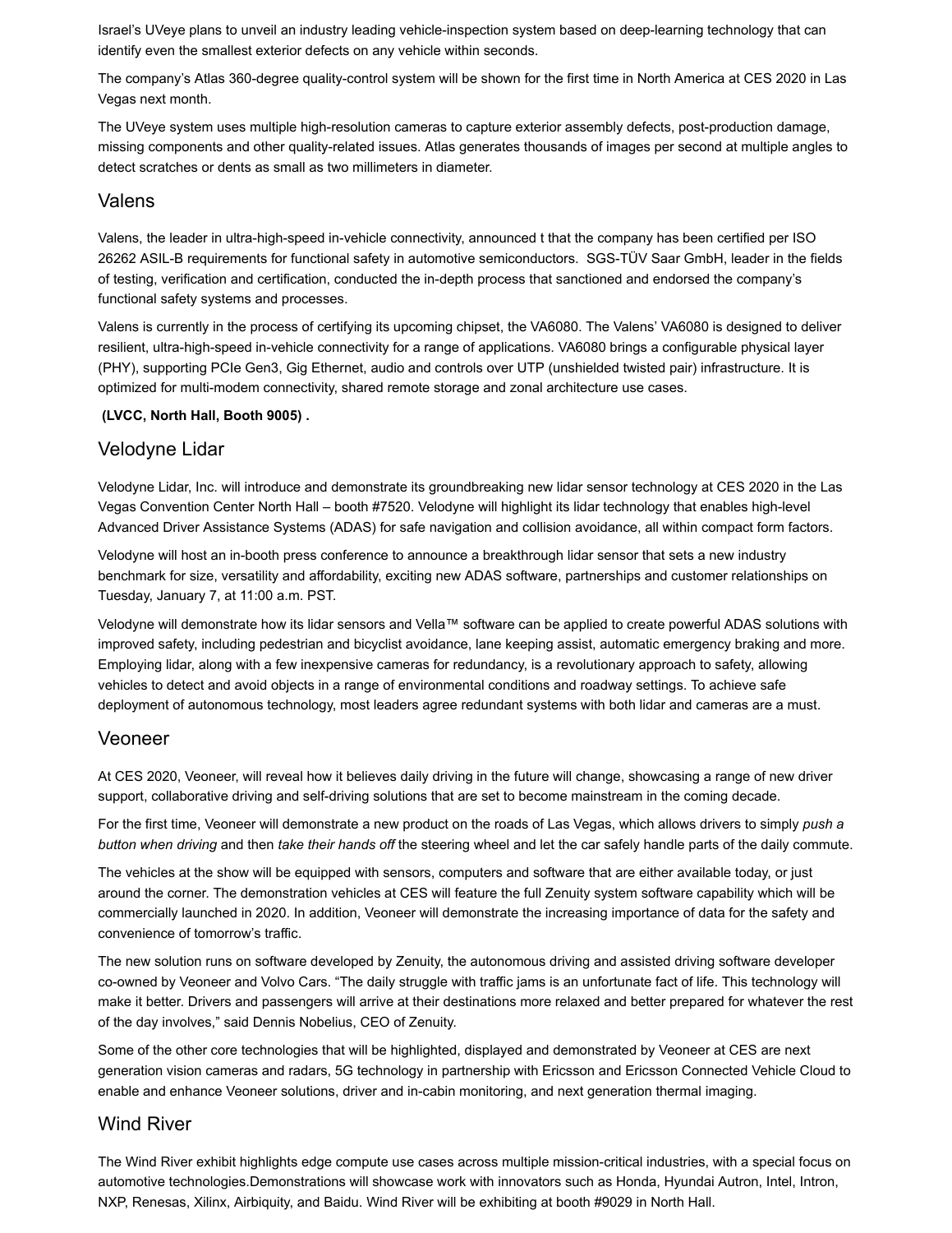Israel's UVeye plans to unveil an industry leading vehicle-inspection system based on deep-learning technology that can identify even the smallest exterior defects on any vehicle within seconds.

The company's Atlas 360-degree quality-control system will be shown for the first time in North America at CES 2020 in Las Vegas next month.

The UVeye system uses multiple high-resolution cameras to capture exterior assembly defects, post-production damage, missing components and other quality-related issues. Atlas generates thousands of images per second at multiple angles to detect scratches or dents as small as two millimeters in diameter.

## Valens

Valens, the leader in ultra-high-speed in-vehicle connectivity, announced t that the company has been certified per ISO 26262 ASIL-B requirements for functional safety in automotive semiconductors. SGS-TÜV Saar GmbH, leader in the fields of testing, verification and certification, conducted the in-depth process that sanctioned and endorsed the company's functional safety systems and processes.

Valens is currently in the process of certifying its upcoming chipset, the VA6080. The Valens' VA6080 is designed to deliver resilient, ultra-high-speed in-vehicle connectivity for a range of applications. VA6080 brings a configurable physical layer (PHY), supporting PCIe Gen3, Gig Ethernet, audio and controls over UTP (unshielded twisted pair) infrastructure. It is optimized for multi-modem connectivity, shared remote storage and zonal architecture use cases.

**(LVCC, North Hall, Booth 9005) .**

## Velodyne Lidar

Velodyne Lidar, Inc. will introduce and demonstrate its groundbreaking new lidar sensor technology at CES 2020 in the Las Vegas Convention Center North Hall – booth #7520. Velodyne will highlight its lidar technology that enables high-level Advanced Driver Assistance Systems (ADAS) for safe navigation and collision avoidance, all within compact form factors.

Velodyne will host an in-booth press conference to announce a breakthrough lidar sensor that sets a new industry benchmark for size, versatility and affordability, exciting new ADAS software, partnerships and customer relationships on Tuesday, January 7, at 11:00 a.m. PST.

Velodyne will demonstrate how its lidar sensors and Vella™ software can be applied to create powerful ADAS solutions with improved safety, including pedestrian and bicyclist avoidance, lane keeping assist, automatic emergency braking and more. Employing lidar, along with a few inexpensive cameras for redundancy, is a revolutionary approach to safety, allowing vehicles to detect and avoid objects in a range of environmental conditions and roadway settings. To achieve safe deployment of autonomous technology, most leaders agree redundant systems with both lidar and cameras are a must.

## Veoneer

At CES 2020, Veoneer, will reveal how it believes daily driving in the future will change, showcasing a range of new driver support, collaborative driving and self-driving solutions that are set to become mainstream in the coming decade.

For the first time, Veoneer will demonstrate a new product on the roads of Las Vegas, which allows drivers to simply *push a button when driving* and then *take their hands off* the steering wheel and let the car safely handle parts of the daily commute.

The vehicles at the show will be equipped with sensors, computers and software that are either available today, or just around the corner. The demonstration vehicles at CES will feature the full Zenuity system software capability which will be commercially launched in 2020. In addition, Veoneer will demonstrate the increasing importance of data for the safety and convenience of tomorrow's traffic.

The new solution runs on software developed by Zenuity, the autonomous driving and assisted driving software developer co-owned by Veoneer and Volvo Cars. "The daily struggle with traffic jams is an unfortunate fact of life. This technology will make it better. Drivers and passengers will arrive at their destinations more relaxed and better prepared for whatever the rest of the day involves," said Dennis Nobelius, CEO of Zenuity.

Some of the other core technologies that will be highlighted, displayed and demonstrated by Veoneer at CES are next generation vision cameras and radars, 5G technology in partnership with Ericsson and Ericsson Connected Vehicle Cloud to enable and enhance Veoneer solutions, driver and in-cabin monitoring, and next generation thermal imaging.

## Wind River

The Wind River exhibit highlights edge compute use cases across multiple mission-critical industries, with a special focus on automotive technologies.Demonstrations will showcase work with innovators such as Honda, Hyundai Autron, Intel, Intron, NXP, Renesas, Xilinx, Airbiquity, and Baidu. Wind River will be exhibiting at booth #9029 in North Hall.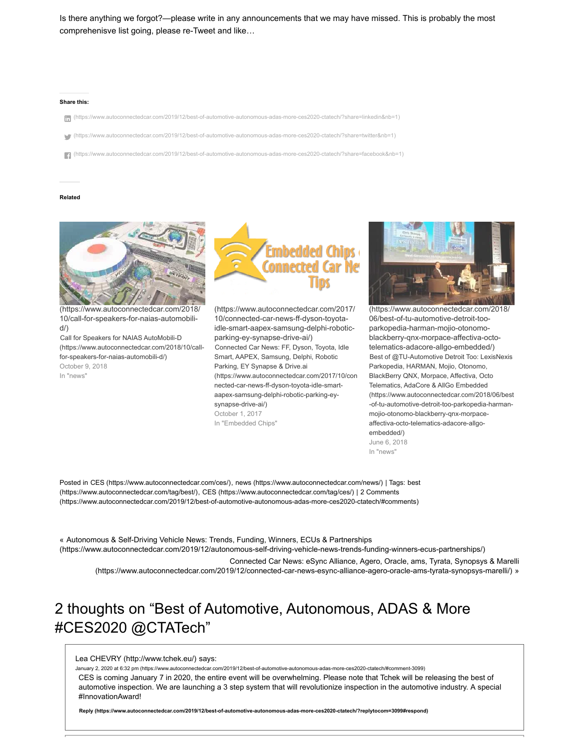Is there anything we forgot?—please write in any announcements that we may have missed. This is probably the most comprehenisve list going, please re-Tweet and like…

**Share this:**

- (https://www.autoconnectedcar.com/2019/12/best-of-automotive-autonomous-adas-more-ces2020-ctatech/?share=linkedin&nb=1)
- (https://www.autoconnectedcar.com/2019/12/best-of-automotive-autonomous-adas-more-ces2020-ctatech/?share=twitter&nb=1)
- (https://www.autoconnectedcar.com/2019/12/best-of-automotive-autonomous-adas-more-ces2020-ctatech/?share=facebook&nb=1)

**Related**

(https://www.autoconnectedcar.com/2018/10/call-for-speakers-for-naias-automobili-d/)
Call for Speakers for NAIAS AutoMobili-D (https://www.autoconnectedcar.com/2018/10/call-for-speakers-for-naias-automobili-d/)
October 9, 2018
In "news"

(https://www.autoconnectedcar.com/2017/10/connected-car-news-ff-dyson-toyota-idle-smart-aapex-samsung-delphi-robotic-parking-ey-synapse-drive-ai/)
Connected Car News: FF, Dyson, Toyota, Idle Smart, AAPEX, Samsung, Delphi, Robotic Parking, EY Synapse & Drive.ai (https://www.autoconnectedcar.com/2017/10/connected-car-news-ff-dyson-toyota-idle-smart-aapex-samsung-delphi-robotic-parking-ey-synapse-drive-ai/)
October 1, 2017
In "Embedded Chips"

(https://www.autoconnectedcar.com/2018/06/best-of-tu-automotive-detroit-too-parkopedia-harman-mojio-otonomo-blackberry-qnx-morpace-affectiva-octo-telematics-adacore-allgo-embedded/)
Best of @TU-Automotive Detroit Too: LexisNexis Parkopedia, HARMAN, Mojio, Otonomo, BlackBerry QNX, Morpace, Affectiva, Octo Telematics, AdaCore & AllGo Embedded (https://www.autoconnectedcar.com/2018/06/best-of-tu-automotive-detroit-too-parkopedia-harman-mojio-otonomo-blackberry-qnx-morpace-affectiva-octo-telematics-adacore-allgo-embedded/)
June 6, 2018
In "news"

Posted in CES (https://www.autoconnectedcar.com/ces/), news (https://www.autoconnectedcar.com/news/) | Tags: best (https://www.autoconnectedcar.com/tag/best/), CES (https://www.autoconnectedcar.com/tag/ces/) | 2 Comments (https://www.autoconnectedcar.com/2019/12/best-of-automotive-autonomous-adas-more-ces2020-ctatech/#comments)

« Autonomous & Self-Driving Vehicle News: Trends, Funding, Winners, ECUs & Partnerships (https://www.autoconnectedcar.com/2019/12/autonomous-self-driving-vehicle-news-trends-funding-winners-ecus-partnerships/)

Connected Car News: eSync Alliance, Agero, Oracle, ams, Tyrata, Synopsys & Marelli (https://www.autoconnectedcar.com/2019/12/connected-car-news-esync-alliance-agero-oracle-ams-tyrata-synopsys-marelli/) »

# 2 thoughts on "Best of Automotive, Autonomous, ADAS & More #CES2020 @CTATech"

Lea CHEVRY (http://www.tchek.eu/) says:

January 2, 2020 at 6:32 pm (https://www.autoconnectedcar.com/2019/12/best-of-automotive-autonomous-adas-more-ces2020-ctatech/#comment-3099)

CES is coming January 7 in 2020, the entire event will be overwhelming. Please note that Tchek will be releasing the best of automotive inspection. We are launching a 3 step system that will revolutionize inspection in the automotive industry. A special #InnovationAward!

**Reply (https://www.autoconnectedcar.com/2019/12/best-of-automotive-autonomous-adas-more-ces2020-ctatech/?replytocom=3099#respond)**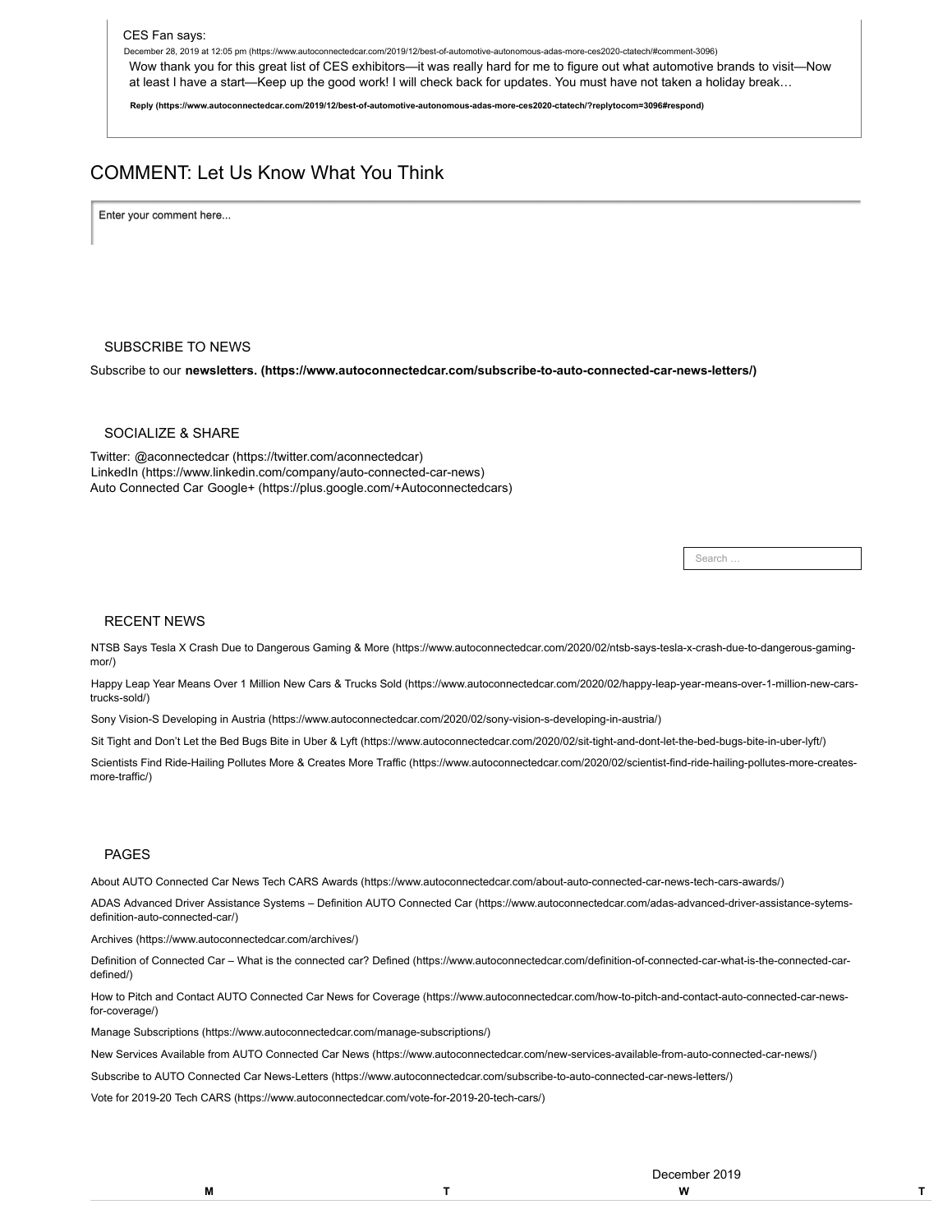CES Fan says:

December 28, 2019 at 12:05 pm (https://www.autoconnectedcar.com/2019/12/best-of-automotive-autonomous-adas-more-ces2020-ctatech/#comment-3096)

Wow thank you for this great list of CES exhibitors—it was really hard for me to figure out what automotive brands to visit—Now at least I have a start—Keep up the good work! I will check back for updates. You must have not taken a holiday break…

**Reply (https://www.autoconnectedcar.com/2019/12/best-of-automotive-autonomous-adas-more-ces2020-ctatech/?replytocom=3096#respond)**

## COMMENT: Let Us Know What You Think

Enter your comment here...

### SUBSCRIBE TO NEWS

Subscribe to our **newsletters. (https://www.autoconnectedcar.com/subscribe-to-auto-connected-car-news-letters/)**

### SOCIALIZE & SHARE

Twitter: @aconnectedcar (https://twitter.com/aconnectedcar)
LinkedIn (https://www.linkedin.com/company/auto-connected-car-news)
Auto Connected Car Google+ (https://plus.google.com/+Autoconnectedcars)

Search …

### RECENT NEWS

NTSB Says Tesla X Crash Due to Dangerous Gaming & More (https://www.autoconnectedcar.com/2020/02/ntsb-says-tesla-x-crash-due-to-dangerous-gaming-mor/)

Happy Leap Year Means Over 1 Million New Cars & Trucks Sold (https://www.autoconnectedcar.com/2020/02/happy-leap-year-means-over-1-million-new-cars-trucks-sold/)

Sony Vision-S Developing in Austria (https://www.autoconnectedcar.com/2020/02/sony-vision-s-developing-in-austria/)

Sit Tight and Don't Let the Bed Bugs Bite in Uber & Lyft (https://www.autoconnectedcar.com/2020/02/sit-tight-and-dont-let-the-bed-bugs-bite-in-uber-lyft/)

Scientists Find Ride-Hailing Pollutes More & Creates More Traffic (https://www.autoconnectedcar.com/2020/02/scientist-find-ride-hailing-pollutes-more-creates-more-traffic/)

### PAGES

About AUTO Connected Car News Tech CARS Awards (https://www.autoconnectedcar.com/about-auto-connected-car-news-tech-cars-awards/)

ADAS Advanced Driver Assistance Systems – Definition AUTO Connected Car (https://www.autoconnectedcar.com/adas-advanced-driver-assistance-sytems-definition-auto-connected-car/)

Archives (https://www.autoconnectedcar.com/archives/)

Definition of Connected Car – What is the connected car? Defined (https://www.autoconnectedcar.com/definition-of-connected-car-what-is-the-connected-car-defined/)

How to Pitch and Contact AUTO Connected Car News for Coverage (https://www.autoconnectedcar.com/how-to-pitch-and-contact-auto-connected-car-news-for-coverage/)

Manage Subscriptions (https://www.autoconnectedcar.com/manage-subscriptions/)

New Services Available from AUTO Connected Car News (https://www.autoconnectedcar.com/new-services-available-from-auto-connected-car-news/)

Subscribe to AUTO Connected Car News-Letters (https://www.autoconnectedcar.com/subscribe-to-auto-connected-car-news-letters/)

Vote for 2019-20 Tech CARS (https://www.autoconnectedcar.com/vote-for-2019-20-tech-cars/)

December 2019

| M | T | W | T |
|---|---|---|---|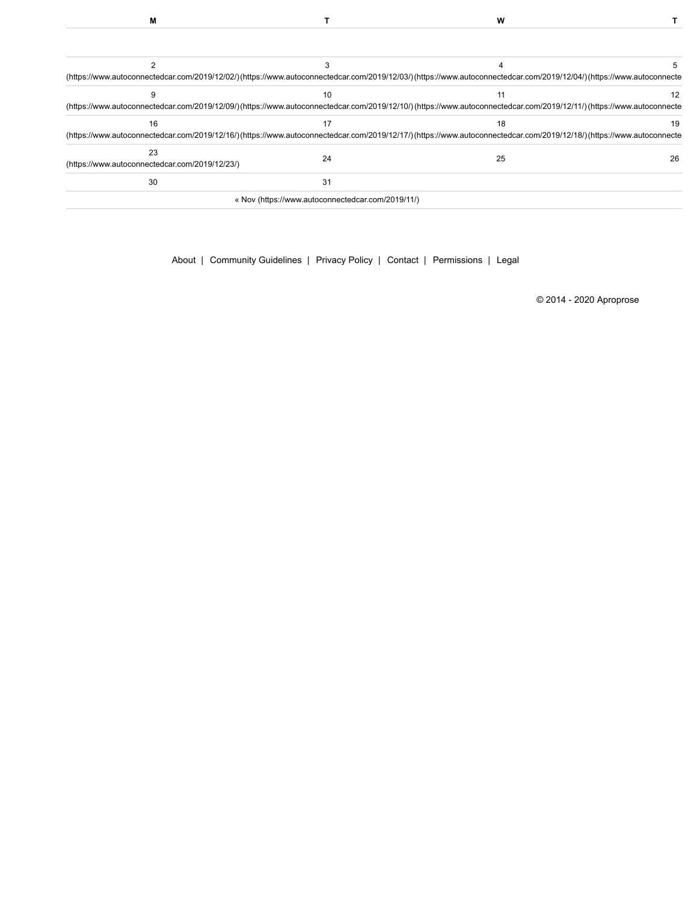| M | T | W | T |
| --- | --- | --- | --- |
| | | | |
| 2 (https://www.autoconnectedcar.com/2019/12/02/) | 3 (https://www.autoconnectedcar.com/2019/12/03/) | 4 (https://www.autoconnectedcar.com/2019/12/04/) | 5 (https://www.autoconnecte |
| 9 (https://www.autoconnectedcar.com/2019/12/09/) | 10 (https://www.autoconnectedcar.com/2019/12/10/) | 11 (https://www.autoconnectedcar.com/2019/12/11/) | 12 (https://www.autoconnecte |
| 16 (https://www.autoconnectedcar.com/2019/12/16/) | 17 (https://www.autoconnectedcar.com/2019/12/17/) | 18 (https://www.autoconnectedcar.com/2019/12/18/) | 19 (https://www.autoconnecte |
| 23 (https://www.autoconnectedcar.com/2019/12/23/) | 24 | 25 | 26 |
| 30 | 31 | | |
| « Nov (https://www.autoconnectedcar.com/2019/11/) | | | |

About | Community Guidelines | Privacy Policy | Contact | Permissions | Legal

© 2014 - 2020 Aproprose